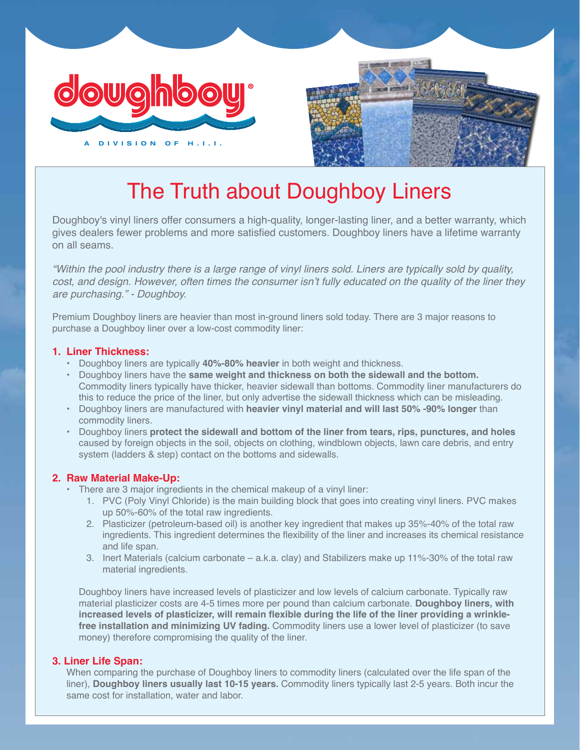doughboy®

A DIVISION OF H.I.I.

# The Truth about Doughboy Liners

Doughboy's vinyl liners offer consumers a high-quality, longer-lasting liner, and a better warranty, which gives dealers fewer problems and more satisfied customers. Doughboy liners have a lifetime warranty on all seams.

*"Within the pool industry there is a large range of vinyl liners sold. Liners are typically sold by quality, cost, and design. However, often times the consumer isn't fully educated on the quality of the liner they are purchasing." - Doughboy.*

Premium Doughboy liners are heavier than most in-ground liners sold today. There are 3 major reasons to purchase a Doughboy liner over a low-cost commodity liner:

## 1. Liner Thickness:

- Doughboy liners are typically **40%-80% heavier** in both weight and thickness.
- Doughboy liners have the **same weight and thickness on both the sidewall and the bottom.** Commodity liners typically have thicker, heavier sidewall than bottoms. Commodity liner manufacturers do this to reduce the price of the liner, but only advertise the sidewall thickness which can be misleading.
- Doughboy liners are manufactured with **heavier vinyl material and will last 50% -90% longer** than commodity liners.
- Doughboy liners **protect the sidewall and bottom of the liner from tears, rips, punctures, and holes** caused by foreign objects in the soil, objects on clothing, windblown objects, lawn care debris, and entry system (ladders & step) contact on the bottoms and sidewalls.

## 2. Raw Material Make-Up:

- There are 3 major ingredients in the chemical makeup of a vinyl liner:
  1. PVC (Poly Vinyl Chloride) is the main building block that goes into creating vinyl liners. PVC makes up 50%-60% of the total raw ingredients.
  2. Plasticizer (petroleum-based oil) is another key ingredient that makes up 35%-40% of the total raw ingredients. This ingredient determines the flexibility of the liner and increases its chemical resistance and life span.
  3. Inert Materials (calcium carbonate – a.k.a. clay) and Stabilizers make up 11%-30% of the total raw material ingredients.

Doughboy liners have increased levels of plasticizer and low levels of calcium carbonate. Typically raw material plasticizer costs are 4-5 times more per pound than calcium carbonate. **Doughboy liners, with increased levels of plasticizer, will remain flexible during the life of the liner providing a wrinkle-free installation and minimizing UV fading.** Commodity liners use a lower level of plasticizer (to save money) therefore compromising the quality of the liner.

## 3. Liner Life Span:

When comparing the purchase of Doughboy liners to commodity liners (calculated over the life span of the liner), **Doughboy liners usually last 10-15 years.** Commodity liners typically last 2-5 years. Both incur the same cost for installation, water and labor.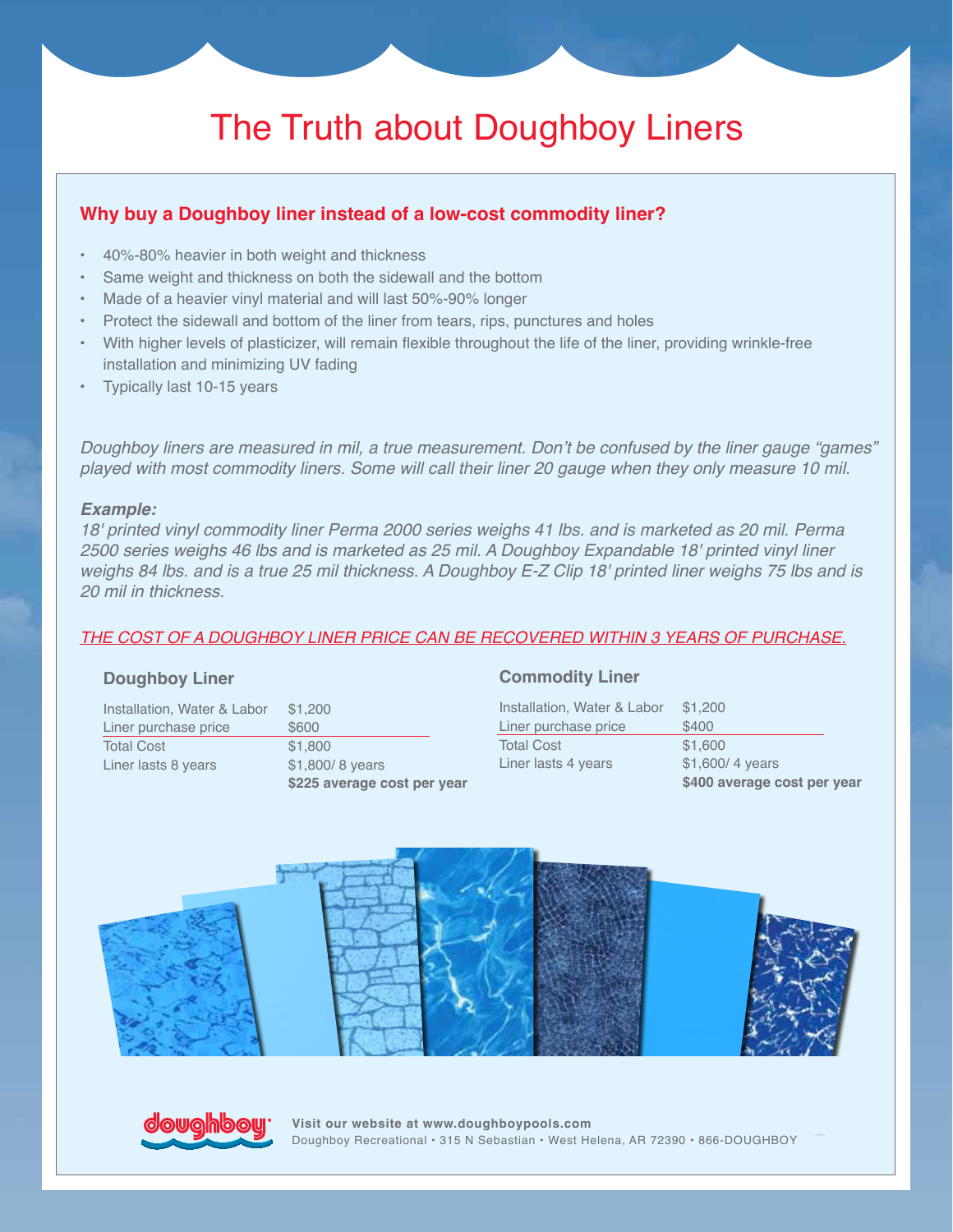# The Truth about Doughboy Liners

## Why buy a Doughboy liner instead of a low-cost commodity liner?

- 40%-80% heavier in both weight and thickness
- Same weight and thickness on both the sidewall and the bottom
- Made of a heavier vinyl material and will last 50%-90% longer
- Protect the sidewall and bottom of the liner from tears, rips, punctures and holes
- With higher levels of plasticizer, will remain flexible throughout the life of the liner, providing wrinkle-free installation and minimizing UV fading
- Typically last 10-15 years

*Doughboy liners are measured in mil, a true measurement. Don't be confused by the liner gauge "games" played with most commodity liners. Some will call their liner 20 gauge when they only measure 10 mil.*

***Example:***
*18' printed vinyl commodity liner Perma 2000 series weighs 41 lbs. and is marketed as 20 mil. Perma 2500 series weighs 46 lbs and is marketed as 25 mil. A Doughboy Expandable 18' printed vinyl liner weighs 84 lbs. and is a true 25 mil thickness. A Doughboy E-Z Clip 18' printed liner weighs 75 lbs and is 20 mil in thickness.*

*THE COST OF A DOUGHBOY LINER PRICE CAN BE RECOVERED WITHIN 3 YEARS OF PURCHASE.*

### Doughboy Liner

| | |
|---|---|
| Installation, Water & Labor | $1,200 |
| Liner purchase price | $600 |
| Total Cost | $1,800 |
| Liner lasts 8 years | $1,800/ 8 years |
| | **$225 average cost per year** |

### Commodity Liner

| | |
|---|---|
| Installation, Water & Labor | $1,200 |
| Liner purchase price | $400 |
| Total Cost | $1,600 |
| Liner lasts 4 years | $1,600/ 4 years |
| | **$400 average cost per year** |

**Visit our website at www.doughboypools.com**
Doughboy Recreational • 315 N Sebastian • West Helena, AR 72390 • 866-DOUGHBOY